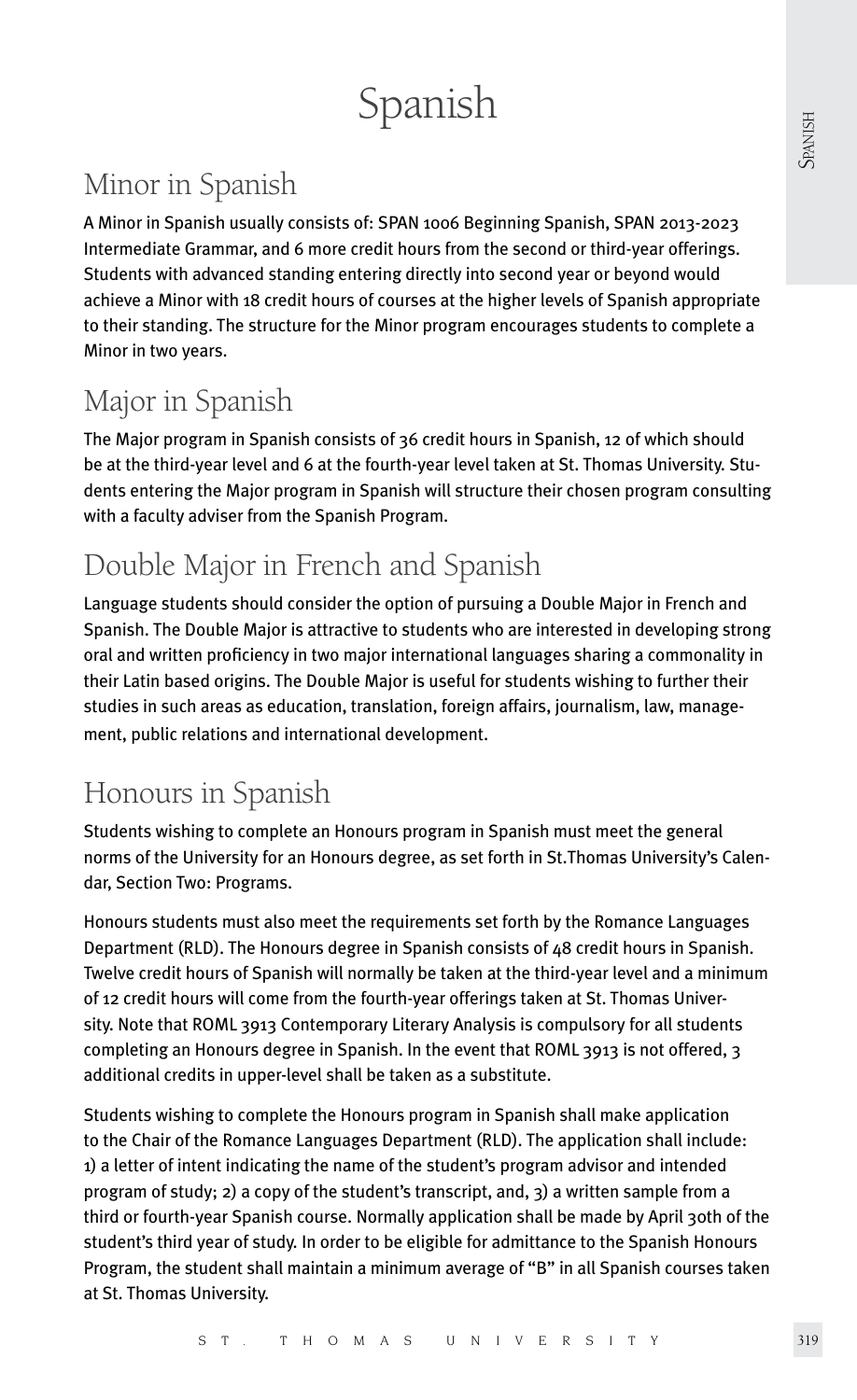# Spanish

## Minor in Spanish

A Minor in Spanish usually consists of: SPAN 1006 Beginning Spanish, SPAN 2013-2023 Intermediate Grammar, and 6 more credit hours from the second or third-year offerings. Students with advanced standing entering directly into second year or beyond would achieve a Minor with 18 credit hours of courses at the higher levels of Spanish appropriate to their standing. The structure for the Minor program encourages students to complete a Minor in two years.

## Major in Spanish

The Major program in Spanish consists of 36 credit hours in Spanish, 12 of which should be at the third-year level and 6 at the fourth-year level taken at St. Thomas University. Students entering the Major program in Spanish will structure their chosen program consulting with a faculty adviser from the Spanish Program.

## Double Major in French and Spanish

Language students should consider the option of pursuing a Double Major in French and Spanish. The Double Major is attractive to students who are interested in developing strong oral and written proficiency in two major international languages sharing a commonality in their Latin based origins. The Double Major is useful for students wishing to further their studies in such areas as education, translation, foreign affairs, journalism, law, management, public relations and international development.

## Honours in Spanish

Students wishing to complete an Honours program in Spanish must meet the general norms of the University for an Honours degree, as set forth in St.Thomas University's Calendar, Section Two: Programs.

Honours students must also meet the requirements set forth by the Romance Languages Department (RLD). The Honours degree in Spanish consists of 48 credit hours in Spanish. Twelve credit hours of Spanish will normally be taken at the third-year level and a minimum of 12 credit hours will come from the fourth-year offerings taken at St. Thomas University. Note that ROML 3913 Contemporary Literary Analysis is compulsory for all students completing an Honours degree in Spanish. In the event that ROML 3913 is not offered, 3 additional credits in upper-level shall be taken as a substitute.

Students wishing to complete the Honours program in Spanish shall make application to the Chair of the Romance Languages Department (RLD). The application shall include: 1) a letter of intent indicating the name of the student's program advisor and intended program of study; 2) a copy of the student's transcript, and, 3) a written sample from a third or fourth-year Spanish course. Normally application shall be made by April 30th of the student's third year of study. In order to be eligible for admittance to the Spanish Honours Program, the student shall maintain a minimum average of "B" in all Spanish courses taken at St. Thomas University.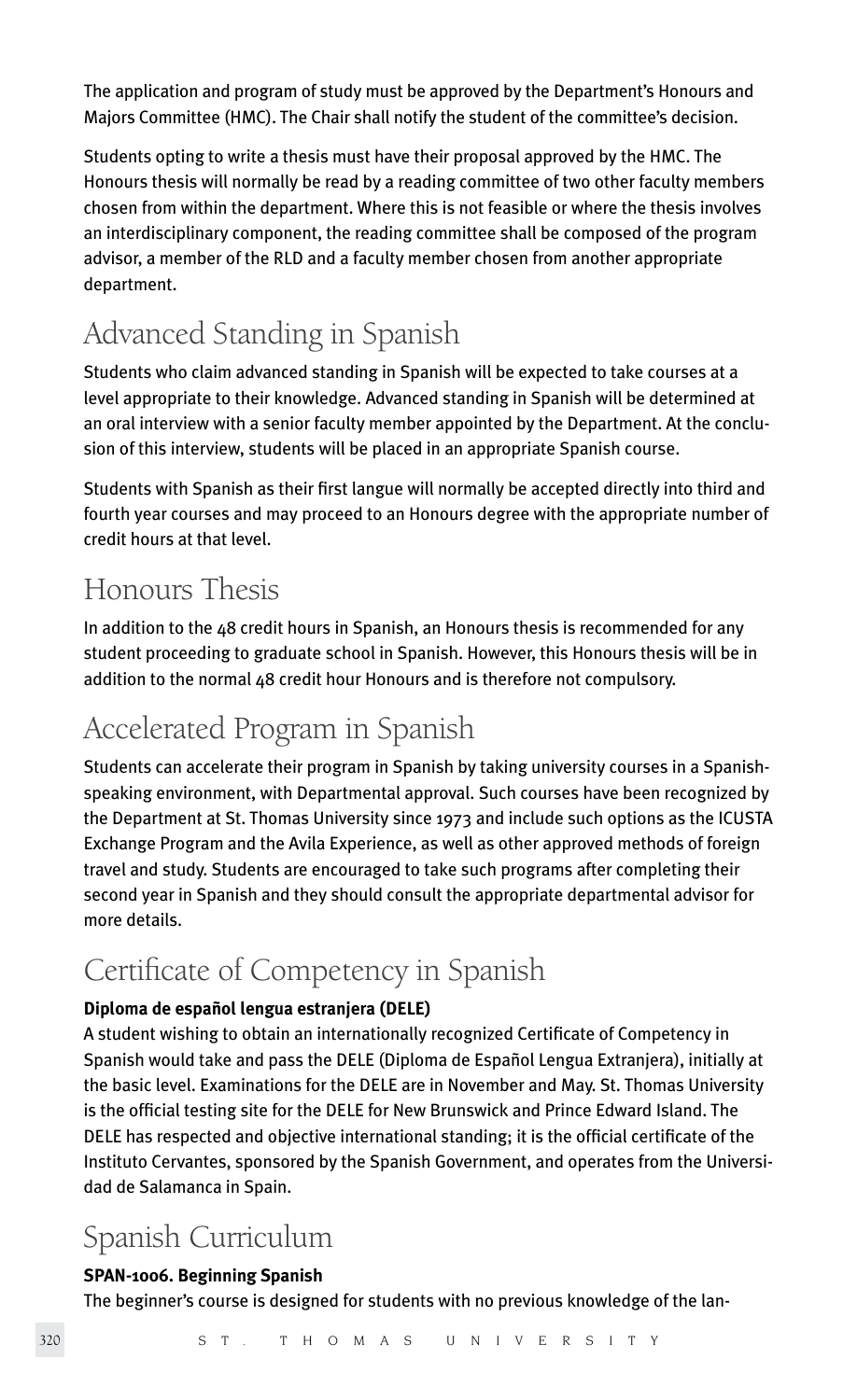The application and program of study must be approved by the Department's Honours and Majors Committee (HMC). The Chair shall notify the student of the committee's decision.

Students opting to write a thesis must have their proposal approved by the HMC. The Honours thesis will normally be read by a reading committee of two other faculty members chosen from within the department. Where this is not feasible or where the thesis involves an interdisciplinary component, the reading committee shall be composed of the program advisor, a member of the RLD and a faculty member chosen from another appropriate department.

## Advanced Standing in Spanish

Students who claim advanced standing in Spanish will be expected to take courses at a level appropriate to their knowledge. Advanced standing in Spanish will be determined at an oral interview with a senior faculty member appointed by the Department. At the conclusion of this interview, students will be placed in an appropriate Spanish course.

Students with Spanish as their first langue will normally be accepted directly into third and fourth year courses and may proceed to an Honours degree with the appropriate number of credit hours at that level.

## Honours Thesis

In addition to the 48 credit hours in Spanish, an Honours thesis is recommended for any student proceeding to graduate school in Spanish. However, this Honours thesis will be in addition to the normal 48 credit hour Honours and is therefore not compulsory.

## Accelerated Program in Spanish

Students can accelerate their program in Spanish by taking university courses in a Spanish-speaking environment, with Departmental approval. Such courses have been recognized by the Department at St. Thomas University since 1973 and include such options as the ICUSTA Exchange Program and the Avila Experience, as well as other approved methods of foreign travel and study. Students are encouraged to take such programs after completing their second year in Spanish and they should consult the appropriate departmental advisor for more details.

## Certificate of Competency in Spanish

**Diploma de español lengua estranjera (DELE)**

A student wishing to obtain an internationally recognized Certificate of Competency in Spanish would take and pass the DELE (Diploma de Español Lengua Extranjera), initially at the basic level. Examinations for the DELE are in November and May. St. Thomas University is the official testing site for the DELE for New Brunswick and Prince Edward Island. The DELE has respected and objective international standing; it is the official certificate of the Instituto Cervantes, sponsored by the Spanish Government, and operates from the Universidad de Salamanca in Spain.

## Spanish Curriculum

**SPAN-1006. Beginning Spanish**

The beginner's course is designed for students with no previous knowledge of the lan-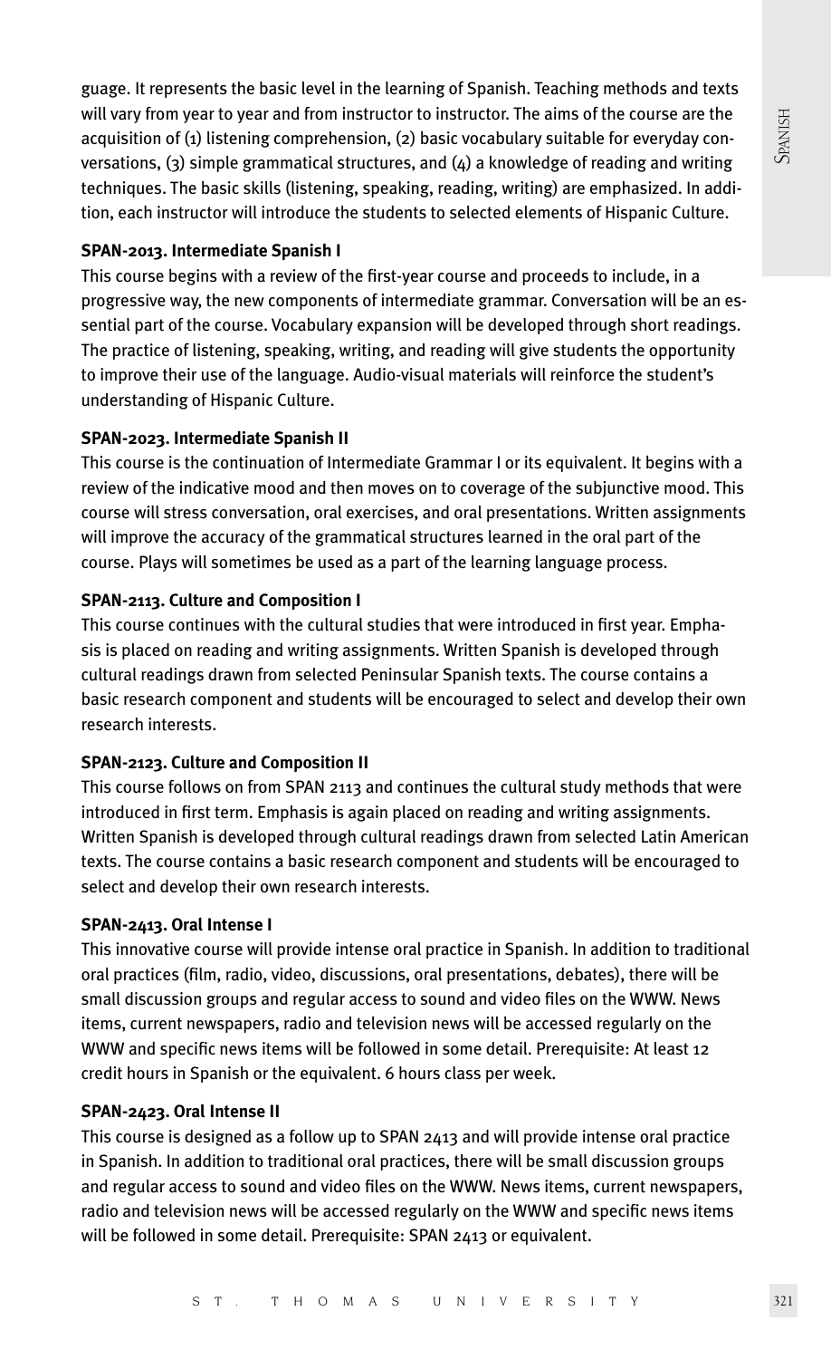guage. It represents the basic level in the learning of Spanish. Teaching methods and texts will vary from year to year and from instructor to instructor. The aims of the course are the acquisition of (1) listening comprehension, (2) basic vocabulary suitable for everyday conversations, (3) simple grammatical structures, and (4) a knowledge of reading and writing techniques. The basic skills (listening, speaking, reading, writing) are emphasized. In addition, each instructor will introduce the students to selected elements of Hispanic Culture.

**SPAN-2013. Intermediate Spanish I**

This course begins with a review of the first-year course and proceeds to include, in a progressive way, the new components of intermediate grammar. Conversation will be an essential part of the course. Vocabulary expansion will be developed through short readings. The practice of listening, speaking, writing, and reading will give students the opportunity to improve their use of the language. Audio-visual materials will reinforce the student's understanding of Hispanic Culture.

**SPAN-2023. Intermediate Spanish II**

This course is the continuation of Intermediate Grammar I or its equivalent. It begins with a review of the indicative mood and then moves on to coverage of the subjunctive mood. This course will stress conversation, oral exercises, and oral presentations. Written assignments will improve the accuracy of the grammatical structures learned in the oral part of the course. Plays will sometimes be used as a part of the learning language process.

**SPAN-2113. Culture and Composition I**

This course continues with the cultural studies that were introduced in first year. Emphasis is placed on reading and writing assignments. Written Spanish is developed through cultural readings drawn from selected Peninsular Spanish texts. The course contains a basic research component and students will be encouraged to select and develop their own research interests.

**SPAN-2123. Culture and Composition II**

This course follows on from SPAN 2113 and continues the cultural study methods that were introduced in first term. Emphasis is again placed on reading and writing assignments. Written Spanish is developed through cultural readings drawn from selected Latin American texts. The course contains a basic research component and students will be encouraged to select and develop their own research interests.

**SPAN-2413. Oral Intense I**

This innovative course will provide intense oral practice in Spanish. In addition to traditional oral practices (film, radio, video, discussions, oral presentations, debates), there will be small discussion groups and regular access to sound and video files on the WWW. News items, current newspapers, radio and television news will be accessed regularly on the WWW and specific news items will be followed in some detail. Prerequisite: At least 12 credit hours in Spanish or the equivalent. 6 hours class per week.

**SPAN-2423. Oral Intense II**

This course is designed as a follow up to SPAN 2413 and will provide intense oral practice in Spanish. In addition to traditional oral practices, there will be small discussion groups and regular access to sound and video files on the WWW. News items, current newspapers, radio and television news will be accessed regularly on the WWW and specific news items will be followed in some detail. Prerequisite: SPAN 2413 or equivalent.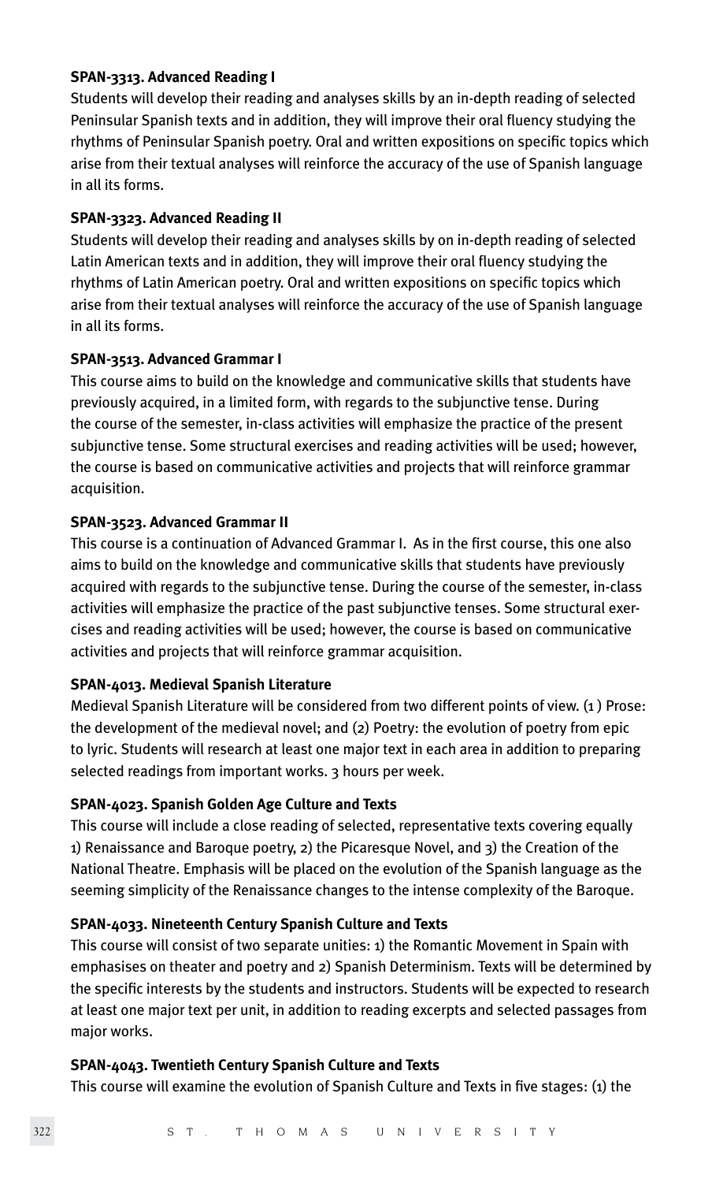**SPAN-3313. Advanced Reading I**

Students will develop their reading and analyses skills by an in-depth reading of selected Peninsular Spanish texts and in addition, they will improve their oral fluency studying the rhythms of Peninsular Spanish poetry. Oral and written expositions on specific topics which arise from their textual analyses will reinforce the accuracy of the use of Spanish language in all its forms.

**SPAN-3323. Advanced Reading II**

Students will develop their reading and analyses skills by on in-depth reading of selected Latin American texts and in addition, they will improve their oral fluency studying the rhythms of Latin American poetry. Oral and written expositions on specific topics which arise from their textual analyses will reinforce the accuracy of the use of Spanish language in all its forms.

**SPAN-3513. Advanced Grammar I**

This course aims to build on the knowledge and communicative skills that students have previously acquired, in a limited form, with regards to the subjunctive tense. During the course of the semester, in-class activities will emphasize the practice of the present subjunctive tense. Some structural exercises and reading activities will be used; however, the course is based on communicative activities and projects that will reinforce grammar acquisition.

**SPAN-3523. Advanced Grammar II**

This course is a continuation of Advanced Grammar I. As in the first course, this one also aims to build on the knowledge and communicative skills that students have previously acquired with regards to the subjunctive tense. During the course of the semester, in-class activities will emphasize the practice of the past subjunctive tenses. Some structural exercises and reading activities will be used; however, the course is based on communicative activities and projects that will reinforce grammar acquisition.

**SPAN-4013. Medieval Spanish Literature**

Medieval Spanish Literature will be considered from two different points of view. (1 ) Prose: the development of the medieval novel; and (2) Poetry: the evolution of poetry from epic to lyric. Students will research at least one major text in each area in addition to preparing selected readings from important works. 3 hours per week.

**SPAN-4023. Spanish Golden Age Culture and Texts**

This course will include a close reading of selected, representative texts covering equally 1) Renaissance and Baroque poetry, 2) the Picaresque Novel, and 3) the Creation of the National Theatre. Emphasis will be placed on the evolution of the Spanish language as the seeming simplicity of the Renaissance changes to the intense complexity of the Baroque.

**SPAN-4033. Nineteenth Century Spanish Culture and Texts**

This course will consist of two separate unities: 1) the Romantic Movement in Spain with emphasises on theater and poetry and 2) Spanish Determinism. Texts will be determined by the specific interests by the students and instructors. Students will be expected to research at least one major text per unit, in addition to reading excerpts and selected passages from major works.

**SPAN-4043. Twentieth Century Spanish Culture and Texts**

This course will examine the evolution of Spanish Culture and Texts in five stages: (1) the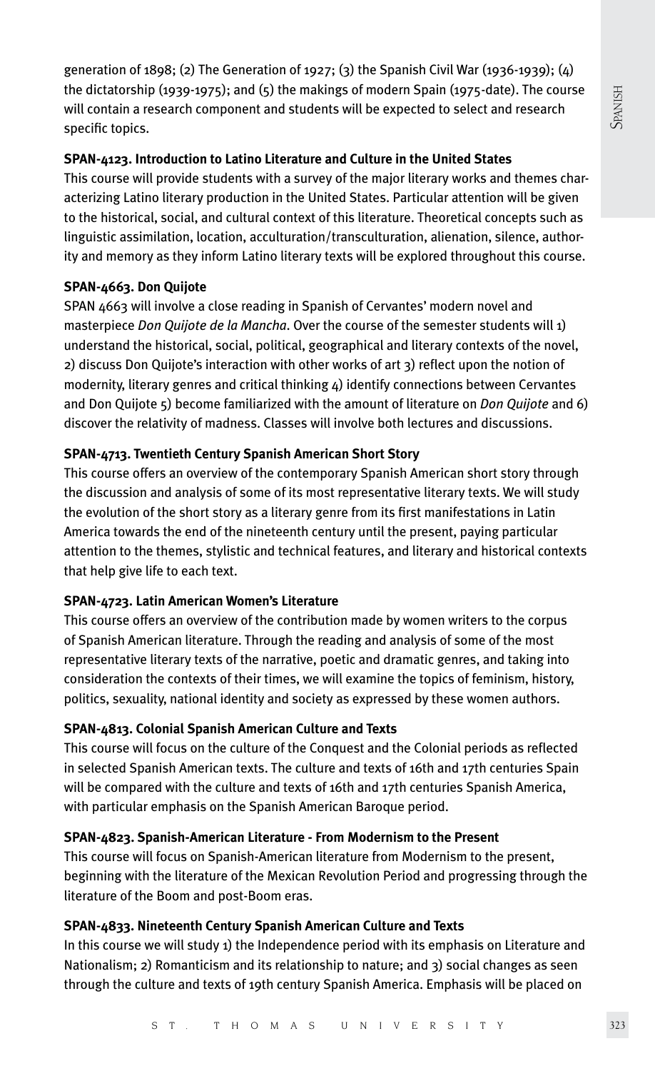generation of 1898; (2) The Generation of 1927; (3) the Spanish Civil War (1936-1939); (4) the dictatorship (1939-1975); and (5) the makings of modern Spain (1975-date). The course will contain a research component and students will be expected to select and research specific topics.

**SPAN-4123. Introduction to Latino Literature and Culture in the United States**

This course will provide students with a survey of the major literary works and themes characterizing Latino literary production in the United States. Particular attention will be given to the historical, social, and cultural context of this literature. Theoretical concepts such as linguistic assimilation, location, acculturation/transculturation, alienation, silence, authority and memory as they inform Latino literary texts will be explored throughout this course.

**SPAN-4663. Don Quijote**

SPAN 4663 will involve a close reading in Spanish of Cervantes' modern novel and masterpiece *Don Quijote de la Mancha*. Over the course of the semester students will 1) understand the historical, social, political, geographical and literary contexts of the novel, 2) discuss Don Quijote's interaction with other works of art 3) reflect upon the notion of modernity, literary genres and critical thinking 4) identify connections between Cervantes and Don Quijote 5) become familiarized with the amount of literature on *Don Quijote* and 6) discover the relativity of madness. Classes will involve both lectures and discussions.

**SPAN-4713. Twentieth Century Spanish American Short Story**

This course offers an overview of the contemporary Spanish American short story through the discussion and analysis of some of its most representative literary texts. We will study the evolution of the short story as a literary genre from its first manifestations in Latin America towards the end of the nineteenth century until the present, paying particular attention to the themes, stylistic and technical features, and literary and historical contexts that help give life to each text.

**SPAN-4723. Latin American Women's Literature**

This course offers an overview of the contribution made by women writers to the corpus of Spanish American literature. Through the reading and analysis of some of the most representative literary texts of the narrative, poetic and dramatic genres, and taking into consideration the contexts of their times, we will examine the topics of feminism, history, politics, sexuality, national identity and society as expressed by these women authors.

**SPAN-4813. Colonial Spanish American Culture and Texts**

This course will focus on the culture of the Conquest and the Colonial periods as reflected in selected Spanish American texts. The culture and texts of 16th and 17th centuries Spain will be compared with the culture and texts of 16th and 17th centuries Spanish America, with particular emphasis on the Spanish American Baroque period.

**SPAN-4823. Spanish-American Literature - From Modernism to the Present**

This course will focus on Spanish-American literature from Modernism to the present, beginning with the literature of the Mexican Revolution Period and progressing through the literature of the Boom and post-Boom eras.

**SPAN-4833. Nineteenth Century Spanish American Culture and Texts**

In this course we will study 1) the Independence period with its emphasis on Literature and Nationalism; 2) Romanticism and its relationship to nature; and 3) social changes as seen through the culture and texts of 19th century Spanish America. Emphasis will be placed on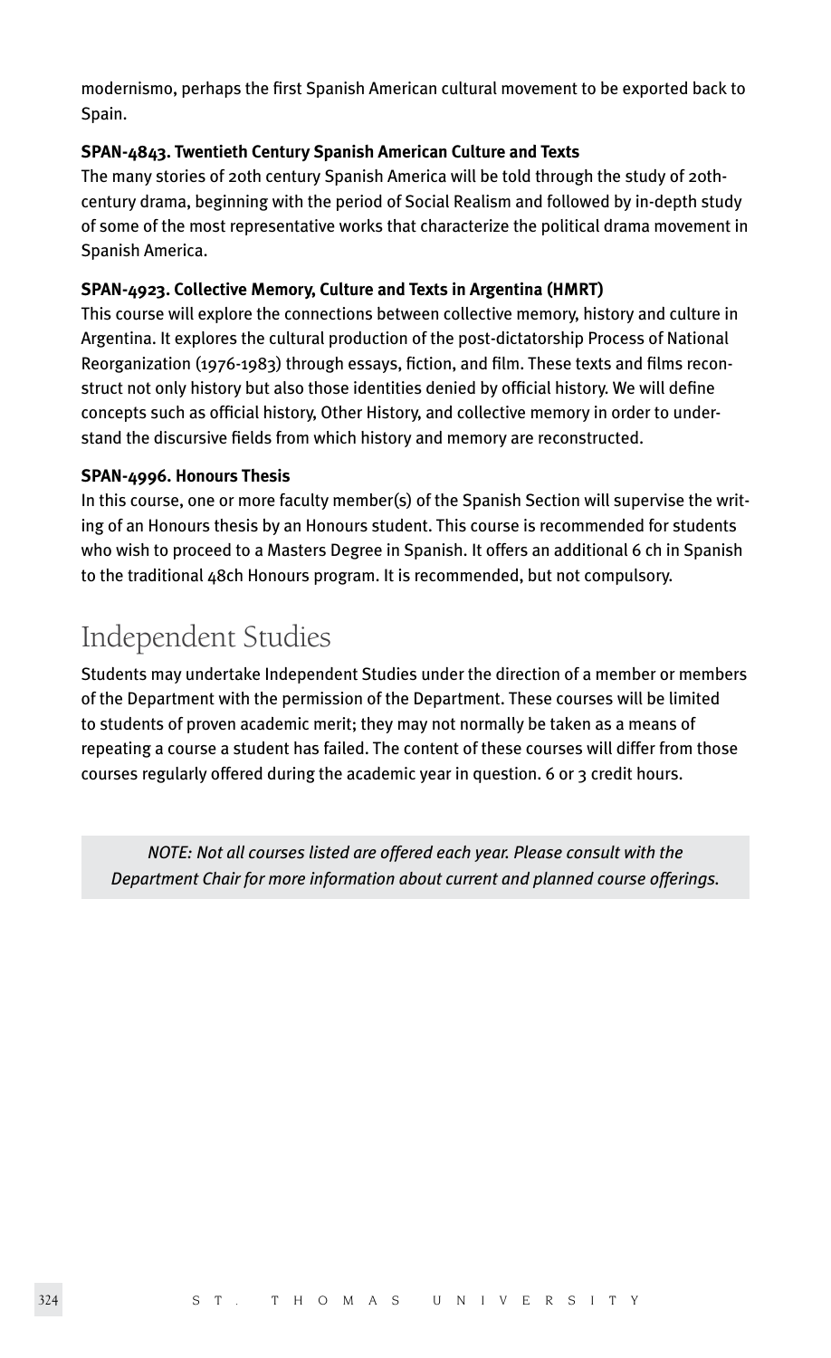modernismo, perhaps the first Spanish American cultural movement to be exported back to Spain.

**SPAN-4843. Twentieth Century Spanish American Culture and Texts**

The many stories of 20th century Spanish America will be told through the study of 20th-century drama, beginning with the period of Social Realism and followed by in-depth study of some of the most representative works that characterize the political drama movement in Spanish America.

**SPAN-4923. Collective Memory, Culture and Texts in Argentina (HMRT)**

This course will explore the connections between collective memory, history and culture in Argentina. It explores the cultural production of the post-dictatorship Process of National Reorganization (1976-1983) through essays, fiction, and film. These texts and films reconstruct not only history but also those identities denied by official history. We will define concepts such as official history, Other History, and collective memory in order to understand the discursive fields from which history and memory are reconstructed.

**SPAN-4996. Honours Thesis**

In this course, one or more faculty member(s) of the Spanish Section will supervise the writing of an Honours thesis by an Honours student. This course is recommended for students who wish to proceed to a Masters Degree in Spanish. It offers an additional 6 ch in Spanish to the traditional 48ch Honours program. It is recommended, but not compulsory.

## Independent Studies

Students may undertake Independent Studies under the direction of a member or members of the Department with the permission of the Department. These courses will be limited to students of proven academic merit; they may not normally be taken as a means of repeating a course a student has failed. The content of these courses will differ from those courses regularly offered during the academic year in question. 6 or 3 credit hours.

*NOTE: Not all courses listed are offered each year. Please consult with the Department Chair for more information about current and planned course offerings.*